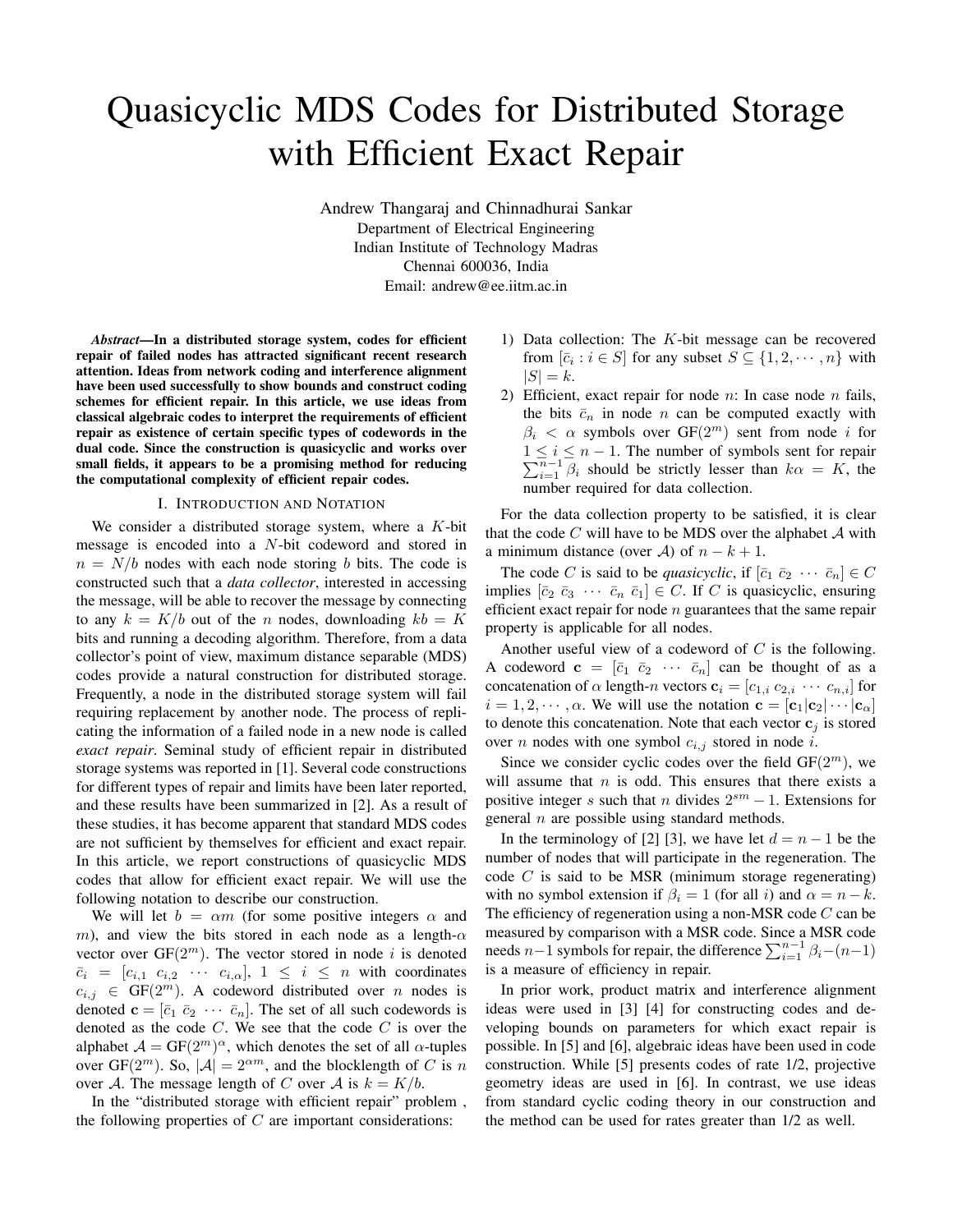# Quasicyclic MDS Codes for Distributed Storage with Efficient Exact Repair

Andrew Thangaraj and Chinnadhurai Sankar
Department of Electrical Engineering
Indian Institute of Technology Madras
Chennai 600036, India
Email: andrew@ee.iitm.ac.in

***Abstract*—In a distributed storage system, codes for efficient repair of failed nodes has attracted significant recent research attention. Ideas from network coding and interference alignment have been used successfully to show bounds and construct coding schemes for efficient repair. In this article, we use ideas from classical algebraic codes to interpret the requirements of efficient repair as existence of certain specific types of codewords in the dual code. Since the construction is quasicyclic and works over small fields, it appears to be a promising method for reducing the computational complexity of efficient repair codes.**

## I. Introduction and Notation

We consider a distributed storage system, where a $K$-bit message is encoded into a $N$-bit codeword and stored in $n = N/b$ nodes with each node storing $b$ bits. The code is constructed such that a *data collector*, interested in accessing the message, will be able to recover the message by connecting to any $k = K/b$ out of the $n$ nodes, downloading $kb = K$ bits and running a decoding algorithm. Therefore, from a data collector's point of view, maximum distance separable (MDS) codes provide a natural construction for distributed storage. Frequently, a node in the distributed storage system will fail requiring replacement by another node. The process of replicating the information of a failed node in a new node is called *exact repair*. Seminal study of efficient repair in distributed storage systems was reported in [1]. Several code constructions for different types of repair and limits have been later reported, and these results have been summarized in [2]. As a result of these studies, it has become apparent that standard MDS codes are not sufficient by themselves for efficient and exact repair. In this article, we report constructions of quasicyclic MDS codes that allow for efficient exact repair. We will use the following notation to describe our construction.

We will let $b = \alpha m$ (for some positive integers $\alpha$ and $m$), and view the bits stored in each node as a length-$\alpha$ vector over $\mathrm{GF}(2^m)$. The vector stored in node $i$ is denoted $\bar{c}_i = [c_{i,1}\ c_{i,2}\ \cdots\ c_{i,\alpha}]$, $1 \leq i \leq n$ with coordinates $c_{i,j} \in \mathrm{GF}(2^m)$. A codeword distributed over $n$ nodes is denoted $\mathbf{c} = [\bar{c}_1\ \bar{c}_2\ \cdots\ \bar{c}_n]$. The set of all such codewords is denoted as the code $C$. We see that the code $C$ is over the alphabet $\mathcal{A} = \mathrm{GF}(2^m)^\alpha$, which denotes the set of all $\alpha$-tuples over $\mathrm{GF}(2^m)$. So, $|\mathcal{A}| = 2^{\alpha m}$, and the blocklength of $C$ is $n$ over $\mathcal{A}$. The message length of $C$ over $\mathcal{A}$ is $k = K/b$.

In the "distributed storage with efficient repair" problem , the following properties of $C$ are important considerations:

1) Data collection: The $K$-bit message can be recovered from $[\bar{c}_i : i \in S]$ for any subset $S \subseteq \{1, 2, \cdots, n\}$ with $|S| = k$.
2) Efficient, exact repair for node $n$: In case node $n$ fails, the bits $\bar{c}_n$ in node $n$ can be computed exactly with $\beta_i < \alpha$ symbols over $\mathrm{GF}(2^m)$ sent from node $i$ for $1 \leq i \leq n-1$. The number of symbols sent for repair $\sum_{i=1}^{n-1} \beta_i$ should be strictly lesser than $k\alpha = K$, the number required for data collection.

For the data collection property to be satisfied, it is clear that the code $C$ will have to be MDS over the alphabet $\mathcal{A}$ with a minimum distance (over $\mathcal{A}$) of $n - k + 1$.

The code $C$ is said to be *quasicyclic*, if $[\bar{c}_1\ \bar{c}_2\ \cdots\ \bar{c}_n] \in C$ implies $[\bar{c}_2\ \bar{c}_3\ \cdots\ \bar{c}_n\ \bar{c}_1] \in C$. If $C$ is quasicyclic, ensuring efficient exact repair for node $n$ guarantees that the same repair property is applicable for all nodes.

Another useful view of a codeword of $C$ is the following. A codeword $\mathbf{c} = [\bar{c}_1\ \bar{c}_2\ \cdots\ \bar{c}_n]$ can be thought of as a concatenation of $\alpha$ length-$n$ vectors $\mathbf{c}_i = [c_{1,i}\ c_{2,i}\ \cdots\ c_{n,i}]$ for $i = 1, 2, \cdots, \alpha$. We will use the notation $\mathbf{c} = [\mathbf{c}_1|\mathbf{c}_2|\cdots|\mathbf{c}_\alpha]$ to denote this concatenation. Note that each vector $\mathbf{c}_j$ is stored over $n$ nodes with one symbol $c_{i,j}$ stored in node $i$.

Since we consider cyclic codes over the field $\mathrm{GF}(2^m)$, we will assume that $n$ is odd. This ensures that there exists a positive integer $s$ such that $n$ divides $2^{sm} - 1$. Extensions for general $n$ are possible using standard methods.

In the terminology of [2] [3], we have let $d = n - 1$ be the number of nodes that will participate in the regeneration. The code $C$ is said to be MSR (minimum storage regenerating) with no symbol extension if $\beta_i = 1$ (for all $i$) and $\alpha = n - k$. The efficiency of regeneration using a non-MSR code $C$ can be measured by comparison with a MSR code. Since a MSR code needs $n-1$ symbols for repair, the difference $\sum_{i=1}^{n-1} \beta_i - (n-1)$ is a measure of efficiency in repair.

In prior work, product matrix and interference alignment ideas were used in [3] [4] for constructing codes and developing bounds on parameters for which exact repair is possible. In [5] and [6], algebraic ideas have been used in code construction. While [5] presents codes of rate 1/2, projective geometry ideas are used in [6]. In contrast, we use ideas from standard cyclic coding theory in our construction and the method can be used for rates greater than 1/2 as well.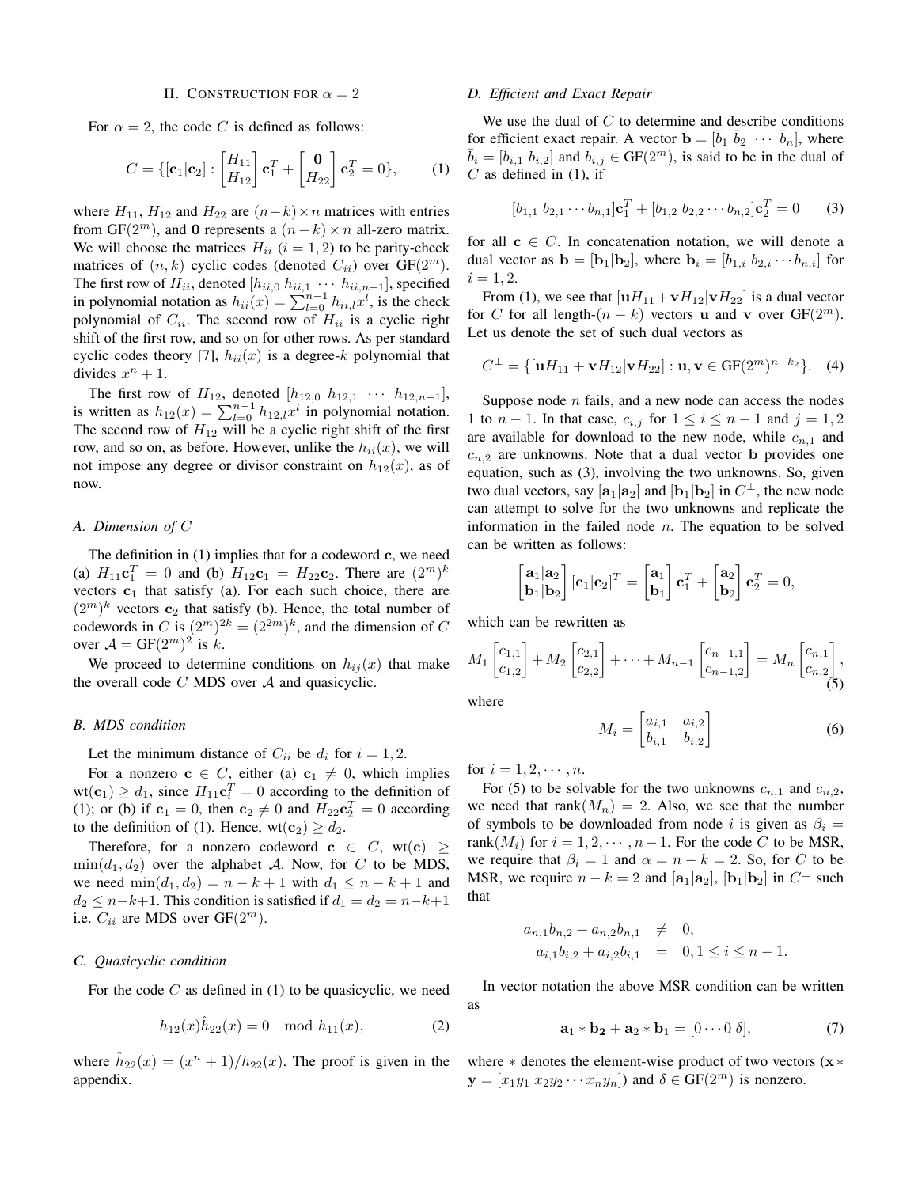## II. Construction for $\alpha = 2$

For $\alpha = 2$, the code $C$ is defined as follows:

$$C = \{[\mathbf{c}_1|\mathbf{c}_2] : \begin{bmatrix} H_{11} \\ H_{12} \end{bmatrix} \mathbf{c}_1^T + \begin{bmatrix} \mathbf{0} \\ H_{22} \end{bmatrix} \mathbf{c}_2^T = 0\}, \qquad (1)$$

where $H_{11}$, $H_{12}$ and $H_{22}$ are $(n-k)\times n$ matrices with entries from $\mathrm{GF}(2^m)$, and $\mathbf{0}$ represents a $(n-k)\times n$ all-zero matrix. We will choose the matrices $H_{ii}$ $(i = 1, 2)$ to be parity-check matrices of $(n, k)$ cyclic codes (denoted $C_{ii}$) over $\mathrm{GF}(2^m)$. The first row of $H_{ii}$, denoted $[h_{ii,0}\ h_{ii,1}\ \cdots\ h_{ii,n-1}]$, specified in polynomial notation as $h_{ii}(x) = \sum_{l=0}^{n-1} h_{ii,l}x^l$, is the check polynomial of $C_{ii}$. The second row of $H_{ii}$ is a cyclic right shift of the first row, and so on for other rows. As per standard cyclic codes theory [7], $h_{ii}(x)$ is a degree-$k$ polynomial that divides $x^n + 1$.

The first row of $H_{12}$, denoted $[h_{12,0}\ h_{12,1}\ \cdots\ h_{12,n-1}]$, is written as $h_{12}(x) = \sum_{l=0}^{n-1} h_{12,l}x^l$ in polynomial notation. The second row of $H_{12}$ will be a cyclic right shift of the first row, and so on, as before. However, unlike the $h_{ii}(x)$, we will not impose any degree or divisor constraint on $h_{12}(x)$, as of now.

### A. Dimension of $C$

The definition in (1) implies that for a codeword $\mathbf{c}$, we need (a) $H_{11}\mathbf{c}_1^T = 0$ and (b) $H_{12}\mathbf{c}_1 = H_{22}\mathbf{c}_2$. There are $(2^m)^k$ vectors $\mathbf{c}_1$ that satisfy (a). For each such choice, there are $(2^m)^k$ vectors $\mathbf{c}_2$ that satisfy (b). Hence, the total number of codewords in $C$ is $(2^m)^{2k} = (2^{2m})^k$, and the dimension of $C$ over $\mathcal{A} = \mathrm{GF}(2^m)^2$ is $k$.

We proceed to determine conditions on $h_{ij}(x)$ that make the overall code $C$ MDS over $\mathcal{A}$ and quasicyclic.

### B. MDS condition

Let the minimum distance of $C_{ii}$ be $d_i$ for $i = 1, 2$.

For a nonzero $\mathbf{c} \in C$, either (a) $\mathbf{c}_1 \neq 0$, which implies $\mathrm{wt}(\mathbf{c}_1) \geq d_1$, since $H_{11}\mathbf{c}_i^T = 0$ according to the definition of (1); or (b) if $\mathbf{c}_1 = 0$, then $\mathbf{c}_2 \neq 0$ and $H_{22}\mathbf{c}_2^T = 0$ according to the definition of (1). Hence, $\mathrm{wt}(\mathbf{c}_2) \geq d_2$.

Therefore, for a nonzero codeword $\mathbf{c} \in C$, $\mathrm{wt}(\mathbf{c}) \geq \min(d_1, d_2)$ over the alphabet $\mathcal{A}$. Now, for $C$ to be MDS, we need $\min(d_1, d_2) = n - k + 1$ with $d_1 \leq n - k + 1$ and $d_2 \leq n-k+1$. This condition is satisfied if $d_1 = d_2 = n-k+1$ i.e. $C_{ii}$ are MDS over $\mathrm{GF}(2^m)$.

### C. Quasicyclic condition

For the code $C$ as defined in (1) to be quasicyclic, we need

$$h_{12}(x)\hat{h}_{22}(x) = 0 \mod h_{11}(x), \qquad (2)$$

where $\hat{h}_{22}(x) = (x^n + 1)/h_{22}(x)$. The proof is given in the appendix.

### D. Efficient and Exact Repair

We use the dual of $C$ to determine and describe conditions for efficient exact repair. A vector $\mathbf{b} = [\bar{b}_1\ \bar{b}_2\ \cdots\ \bar{b}_n]$, where $\bar{b}_i = [b_{i,1}\ b_{i,2}]$ and $b_{i,j} \in \mathrm{GF}(2^m)$, is said to be in the dual of $C$ as defined in (1), if

$$[b_{1,1}\ b_{2,1} \cdots b_{n,1}]\mathbf{c}_1^T + [b_{1,2}\ b_{2,2} \cdots b_{n,2}]\mathbf{c}_2^T = 0 \qquad (3)$$

for all $\mathbf{c} \in C$. In concatenation notation, we will denote a dual vector as $\mathbf{b} = [\mathbf{b}_1|\mathbf{b}_2]$, where $\mathbf{b}_i = [b_{1,i}\ b_{2,i} \cdots b_{n,i}]$ for $i = 1, 2$.

From (1), we see that $[\mathbf{u}H_{11} + \mathbf{v}H_{12}|\mathbf{v}H_{22}]$ is a dual vector for $C$ for all length-$(n - k)$ vectors $\mathbf{u}$ and $\mathbf{v}$ over $\mathrm{GF}(2^m)$. Let us denote the set of such dual vectors as

$$C^\perp = \{[\mathbf{u}H_{11} + \mathbf{v}H_{12}|\mathbf{v}H_{22}] : \mathbf{u}, \mathbf{v} \in \mathrm{GF}(2^m)^{n-k_2}\}. \qquad (4)$$

Suppose node $n$ fails, and a new node can access the nodes 1 to $n - 1$. In that case, $c_{i,j}$ for $1 \leq i \leq n - 1$ and $j = 1, 2$ are available for download to the new node, while $c_{n,1}$ and $c_{n,2}$ are unknowns. Note that a dual vector $\mathbf{b}$ provides one equation, such as (3), involving the two unknowns. So, given two dual vectors, say $[\mathbf{a}_1|\mathbf{a}_2]$ and $[\mathbf{b}_1|\mathbf{b}_2]$ in $C^\perp$, the new node can attempt to solve for the two unknowns and replicate the information in the failed node $n$. The equation to be solved can be written as follows:

$$\begin{bmatrix} \mathbf{a}_1|\mathbf{a}_2 \\ \mathbf{b}_1|\mathbf{b}_2 \end{bmatrix} [\mathbf{c}_1|\mathbf{c}_2]^T = \begin{bmatrix} \mathbf{a}_1 \\ \mathbf{b}_1 \end{bmatrix} \mathbf{c}_1^T + \begin{bmatrix} \mathbf{a}_2 \\ \mathbf{b}_2 \end{bmatrix} \mathbf{c}_2^T = 0,$$

which can be rewritten as

$$M_1 \begin{bmatrix} c_{1,1} \\ c_{1,2} \end{bmatrix} + M_2 \begin{bmatrix} c_{2,1} \\ c_{2,2} \end{bmatrix} + \cdots + M_{n-1} \begin{bmatrix} c_{n-1,1} \\ c_{n-1,2} \end{bmatrix} = M_n \begin{bmatrix} c_{n,1} \\ c_{n,2} \end{bmatrix}, \qquad (5)$$

where

$$M_i = \begin{bmatrix} a_{i,1} & a_{i,2} \\ b_{i,1} & b_{i,2} \end{bmatrix} \qquad (6)$$

for $i = 1, 2, \cdots, n$.

For (5) to be solvable for the two unknowns $c_{n,1}$ and $c_{n,2}$, we need that $\mathrm{rank}(M_n) = 2$. Also, we see that the number of symbols to be downloaded from node $i$ is given as $\beta_i = \mathrm{rank}(M_i)$ for $i = 1, 2, \cdots, n-1$. For the code $C$ to be MSR, we require that $\beta_i = 1$ and $\alpha = n - k = 2$. So, for $C$ to be MSR, we require $n - k = 2$ and $[\mathbf{a}_1|\mathbf{a}_2]$, $[\mathbf{b}_1|\mathbf{b}_2]$ in $C^\perp$ such that

$$\begin{aligned} a_{n,1}b_{n,2} + a_{n,2}b_{n,1} &\neq 0, \\ a_{i,1}b_{i,2} + a_{i,2}b_{i,1} &= 0, 1 \leq i \leq n-1. \end{aligned}$$

In vector notation the above MSR condition can be written as

$$\mathbf{a}_1 * \mathbf{b_2} + \mathbf{a}_2 * \mathbf{b}_1 = [0 \cdots 0\ \delta], \qquad (7)$$

where $*$ denotes the element-wise product of two vectors ($\mathbf{x} * \mathbf{y} = [x_1y_1\ x_2y_2 \cdots x_ny_n]$) and $\delta \in \mathrm{GF}(2^m)$ is nonzero.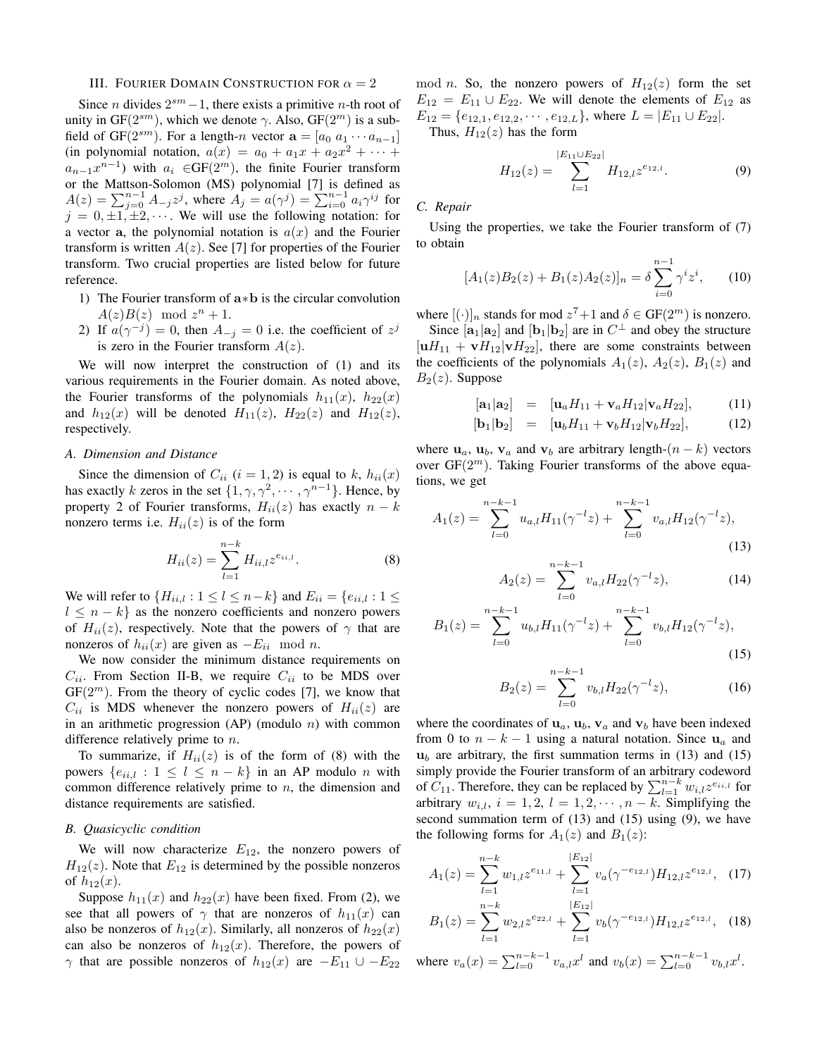## III. Fourier Domain Construction for $\alpha = 2$

Since $n$ divides $2^{sm}-1$, there exists a primitive $n$-th root of unity in GF($2^{sm}$), which we denote $\gamma$. Also, GF($2^m$) is a subfield of GF($2^{sm}$). For a length-$n$ vector $\mathbf{a} = [a_0\ a_1 \cdots a_{n-1}]$ (in polynomial notation, $a(x) = a_0 + a_1x + a_2x^2 + \cdots + a_{n-1}x^{n-1}$) with $a_i \in$GF($2^m$), the finite Fourier transform or the Mattson-Solomon (MS) polynomial [7] is defined as $A(z) = \sum_{j=0}^{n-1} A_{-j}z^j$, where $A_j = a(\gamma^j) = \sum_{i=0}^{n-1} a_i\gamma^{ij}$ for $j = 0, \pm1, \pm2, \cdots$. We will use the following notation: for a vector $\mathbf{a}$, the polynomial notation is $a(x)$ and the Fourier transform is written $A(z)$. See [7] for properties of the Fourier transform. Two crucial properties are listed below for future reference.

1) The Fourier transform of $\mathbf{a}*\mathbf{b}$ is the circular convolution $A(z)B(z) \mod z^n+1$.
2) If $a(\gamma^{-j}) = 0$, then $A_{-j} = 0$ i.e. the coefficient of $z^j$ is zero in the Fourier transform $A(z)$.

We will now interpret the construction of (1) and its various requirements in the Fourier domain. As noted above, the Fourier transforms of the polynomials $h_{11}(x)$, $h_{22}(x)$ and $h_{12}(x)$ will be denoted $H_{11}(z)$, $H_{22}(z)$ and $H_{12}(z)$, respectively.

### A. Dimension and Distance

Since the dimension of $C_{ii}$ ($i = 1, 2$) is equal to $k$, $h_{ii}(x)$ has exactly $k$ zeros in the set $\{1, \gamma, \gamma^2, \cdots, \gamma^{n-1}\}$. Hence, by property 2 of Fourier transforms, $H_{ii}(z)$ has exactly $n-k$ nonzero terms i.e. $H_{ii}(z)$ is of the form

$$H_{ii}(z) = \sum_{l=1}^{n-k} H_{ii,l}z^{e_{ii,l}}. \tag{8}$$

We will refer to $\{H_{ii,l} : 1 \le l \le n-k\}$ and $E_{ii} = \{e_{ii,l} : 1 \le l \le n-k\}$ as the nonzero coefficients and nonzero powers of $H_{ii}(z)$, respectively. Note that the powers of $\gamma$ that are nonzeros of $h_{ii}(x)$ are given as $-E_{ii} \mod n$.

We now consider the minimum distance requirements on $C_{ii}$. From Section II-B, we require $C_{ii}$ to be MDS over GF($2^m$). From the theory of cyclic codes [7], we know that $C_{ii}$ is MDS whenever the nonzero powers of $H_{ii}(z)$ are in an arithmetic progression (AP) (modulo $n$) with common difference relatively prime to $n$.

To summarize, if $H_{ii}(z)$ is of the form of (8) with the powers $\{e_{ii,l} : 1 \le l \le n-k\}$ in an AP modulo $n$ with common difference relatively prime to $n$, the dimension and distance requirements are satisfied.

### B. Quasicyclic condition

We will now characterize $E_{12}$, the nonzero powers of $H_{12}(z)$. Note that $E_{12}$ is determined by the possible nonzeros of $h_{12}(x)$.

Suppose $h_{11}(x)$ and $h_{22}(x)$ have been fixed. From (2), we see that all powers of $\gamma$ that are nonzeros of $h_{11}(x)$ can also be nonzeros of $h_{12}(x)$. Similarly, all nonzeros of $h_{22}(x)$ can also be nonzeros of $h_{12}(x)$. Therefore, the powers of $\gamma$ that are possible nonzeros of $h_{12}(x)$ are $-E_{11} \cup -E_{22} \mod n$. So, the nonzero powers of $H_{12}(z)$ form the set $E_{12} = E_{11} \cup E_{22}$. We will denote the elements of $E_{12}$ as $E_{12} = \{e_{12,1}, e_{12,2}, \cdots, e_{12,L}\}$, where $L = |E_{11} \cup E_{22}|$.

Thus, $H_{12}(z)$ has the form

$$H_{12}(z) = \sum_{l=1}^{|E_{11}\cup E_{22}|} H_{12,l}z^{e_{12,l}}. \tag{9}$$

### C. Repair

Using the properties, we take the Fourier transform of (7) to obtain

$$[A_1(z)B_2(z) + B_1(z)A_2(z)]_n = \delta\sum_{i=0}^{n-1}\gamma^i z^i, \tag{10}$$

where $[(\cdot)]_n$ stands for mod $z^7+1$ and $\delta \in$ GF($2^m$) is nonzero.

Since $[\mathbf{a}_1|\mathbf{a}_2]$ and $[\mathbf{b}_1|\mathbf{b}_2]$ are in $C^\perp$ and obey the structure $[\mathbf{u}H_{11} + \mathbf{v}H_{12}|\mathbf{v}H_{22}]$, there are some constraints between the coefficients of the polynomials $A_1(z)$, $A_2(z)$, $B_1(z)$ and $B_2(z)$. Suppose

$$[\mathbf{a}_1|\mathbf{a}_2] = [\mathbf{u}_aH_{11} + \mathbf{v}_aH_{12}|\mathbf{v}_aH_{22}], \tag{11}$$

$$[\mathbf{b}_1|\mathbf{b}_2] = [\mathbf{u}_bH_{11} + \mathbf{v}_bH_{12}|\mathbf{v}_bH_{22}], \tag{12}$$

where $\mathbf{u}_a$, $\mathbf{u}_b$, $\mathbf{v}_a$ and $\mathbf{v}_b$ are arbitrary length-$(n-k)$ vectors over GF($2^m$). Taking Fourier transforms of the above equations, we get

$$A_1(z) = \sum_{l=0}^{n-k-1} u_{a,l}H_{11}(\gamma^{-l}z) + \sum_{l=0}^{n-k-1} v_{a,l}H_{12}(\gamma^{-l}z), \tag{13}$$

$$A_2(z) = \sum_{l=0}^{n-k-1} v_{a,l}H_{22}(\gamma^{-l}z), \tag{14}$$

$$B_1(z) = \sum_{l=0}^{n-k-1} u_{b,l}H_{11}(\gamma^{-l}z) + \sum_{l=0}^{n-k-1} v_{b,l}H_{12}(\gamma^{-l}z), \tag{15}$$

$$B_2(z) = \sum_{l=0}^{n-k-1} v_{b,l}H_{22}(\gamma^{-l}z), \tag{16}$$

where the coordinates of $\mathbf{u}_a$, $\mathbf{u}_b$, $\mathbf{v}_a$ and $\mathbf{v}_b$ have been indexed from 0 to $n-k-1$ using a natural notation. Since $\mathbf{u}_a$ and $\mathbf{u}_b$ are arbitrary, the first summation terms in (13) and (15) simply provide the Fourier transform of an arbitrary codeword of $C_{11}$. Therefore, they can be replaced by $\sum_{l=1}^{n-k} w_{i,l}z^{e_{ii,l}}$ for arbitrary $w_{i,l}$, $i = 1, 2$, $l = 1, 2, \cdots, n-k$. Simplifying the second summation term of (13) and (15) using (9), we have the following forms for $A_1(z)$ and $B_1(z)$:

$$A_1(z) = \sum_{l=1}^{n-k} w_{1,l}z^{e_{11,l}} + \sum_{l=1}^{|E_{12}|} v_a(\gamma^{-e_{12,l}})H_{12,l}z^{e_{12,l}}, \tag{17}$$

$$B_1(z) = \sum_{l=1}^{n-k} w_{2,l}z^{e_{22,l}} + \sum_{l=1}^{|E_{12}|} v_b(\gamma^{-e_{12,l}})H_{12,l}z^{e_{12,l}}, \tag{18}$$

where $v_a(x) = \sum_{l=0}^{n-k-1} v_{a,l}x^l$ and $v_b(x) = \sum_{l=0}^{n-k-1} v_{b,l}x^l$.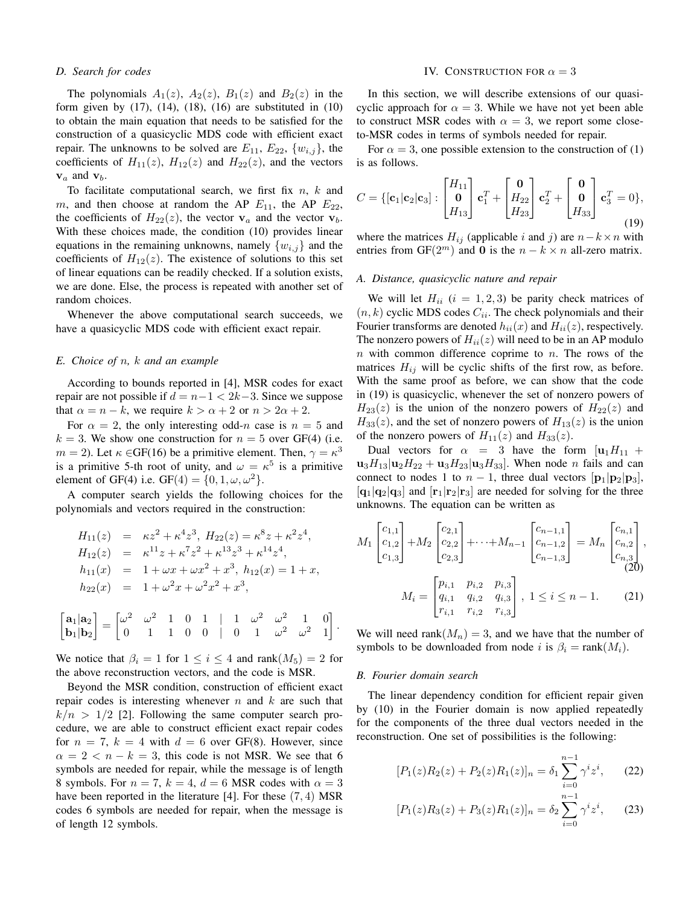### D. Search for codes

The polynomials $A_1(z)$, $A_2(z)$, $B_1(z)$ and $B_2(z)$ in the form given by (17), (14), (18), (16) are substituted in (10) to obtain the main equation that needs to be satisfied for the construction of a quasicyclic MDS code with efficient exact repair. The unknowns to be solved are $E_{11}$, $E_{22}$, $\{w_{i,j}\}$, the coefficients of $H_{11}(z)$, $H_{12}(z)$ and $H_{22}(z)$, and the vectors $\mathbf{v}_a$ and $\mathbf{v}_b$.

To facilitate computational search, we first fix $n$, $k$ and $m$, and then choose at random the AP $E_{11}$, the AP $E_{22}$, the coefficients of $H_{22}(z)$, the vector $\mathbf{v}_a$ and the vector $\mathbf{v}_b$. With these choices made, the condition (10) provides linear equations in the remaining unknowns, namely $\{w_{i,j}\}$ and the coefficients of $H_{12}(z)$. The existence of solutions to this set of linear equations can be readily checked. If a solution exists, we are done. Else, the process is repeated with another set of random choices.

Whenever the above computational search succeeds, we have a quasicyclic MDS code with efficient exact repair.

### E. Choice of n, k and an example

According to bounds reported in [4], MSR codes for exact repair are not possible if $d = n-1 < 2k-3$. Since we suppose that $\alpha = n - k$, we require $k > \alpha + 2$ or $n > 2\alpha + 2$.

For $\alpha = 2$, the only interesting odd-$n$ case is $n = 5$ and $k = 3$. We show one construction for $n = 5$ over GF(4) (i.e. $m = 2$). Let $\kappa \in$GF(16) be a primitive element. Then, $\gamma = \kappa^3$ is a primitive 5-th root of unity, and $\omega = \kappa^5$ is a primitive element of GF(4) i.e. GF(4) $= \{0, 1, \omega, \omega^2\}$.

A computer search yields the following choices for the polynomials and vectors required in the construction:

$$
\begin{aligned}
H_{11}(z) &= \kappa z^2 + \kappa^4 z^3,\ H_{22}(z) = \kappa^8 z + \kappa^2 z^4,\\
H_{12}(z) &= \kappa^{11} z + \kappa^7 z^2 + \kappa^{13} z^3 + \kappa^{14} z^4,\\
h_{11}(x) &= 1 + \omega x + \omega x^2 + x^3,\ h_{12}(x) = 1 + x,\\
h_{22}(x) &= 1 + \omega^2 x + \omega^2 x^2 + x^3,
\end{aligned}
$$

$$
\begin{bmatrix} \mathbf{a}_1 | \mathbf{a}_2 \\ \mathbf{b}_1 | \mathbf{b}_2 \end{bmatrix} = \begin{bmatrix} \omega^2 & \omega^2 & 1 & 0 & 1 & | & 1 & \omega^2 & \omega^2 & 1 & 0 \\ 0 & 1 & 1 & 0 & 0 & | & 0 & 1 & \omega^2 & \omega^2 & 1 \end{bmatrix}.
$$

We notice that $\beta_i = 1$ for $1 \le i \le 4$ and rank$(M_5) = 2$ for the above reconstruction vectors, and the code is MSR.

Beyond the MSR condition, construction of efficient exact repair codes is interesting whenever $n$ and $k$ are such that $k/n > 1/2$ [2]. Following the same computer search procedure, we are able to construct efficient exact repair codes for $n = 7$, $k = 4$ with $d = 6$ over GF(8). However, since $\alpha = 2 < n - k = 3$, this code is not MSR. We see that 6 symbols are needed for repair, while the message is of length 8 symbols. For $n = 7$, $k = 4$, $d = 6$ MSR codes with $\alpha = 3$ have been reported in the literature [4]. For these $(7, 4)$ MSR codes 6 symbols are needed for repair, when the message is of length 12 symbols.

## IV. Construction for $\alpha = 3$

In this section, we will describe extensions of our quasicyclic approach for $\alpha = 3$. While we have not yet been able to construct MSR codes with $\alpha = 3$, we report some close-to-MSR codes in terms of symbols needed for repair.

For $\alpha = 3$, one possible extension to the construction of (1) is as follows.

$$
C = \{[\mathbf{c}_1 | \mathbf{c}_2 | \mathbf{c}_3] : \begin{bmatrix} H_{11} \\ \mathbf{0} \\ H_{13} \end{bmatrix} \mathbf{c}_1^T + \begin{bmatrix} \mathbf{0} \\ H_{22} \\ H_{23} \end{bmatrix} \mathbf{c}_2^T + \begin{bmatrix} \mathbf{0} \\ \mathbf{0} \\ H_{33} \end{bmatrix} \mathbf{c}_3^T = 0\}, \tag{19}
$$

where the matrices $H_{ij}$ (applicable $i$ and $j$) are $n-k \times n$ with entries from GF($2^m$) and $\mathbf{0}$ is the $n - k \times n$ all-zero matrix.

### A. Distance, quasicyclic nature and repair

We will let $H_{ii}$ $(i = 1, 2, 3)$ be parity check matrices of $(n, k)$ cyclic MDS codes $C_{ii}$. The check polynomials and their Fourier transforms are denoted $h_{ii}(x)$ and $H_{ii}(z)$, respectively. The nonzero powers of $H_{ii}(z)$ will need to be in an AP modulo $n$ with common difference coprime to $n$. The rows of the matrices $H_{ij}$ will be cyclic shifts of the first row, as before. With the same proof as before, we can show that the code in (19) is quasicyclic, whenever the set of nonzero powers of $H_{23}(z)$ is the union of the nonzero powers of $H_{22}(z)$ and $H_{33}(z)$, and the set of nonzero powers of $H_{13}(z)$ is the union of the nonzero powers of $H_{11}(z)$ and $H_{33}(z)$.

Dual vectors for $\alpha = 3$ have the form $[\mathbf{u}_1 H_{11} + \mathbf{u}_3 H_{13} | \mathbf{u}_2 H_{22} + \mathbf{u}_3 H_{23} | \mathbf{u}_3 H_{33}]$. When node $n$ fails and can connect to nodes 1 to $n-1$, three dual vectors $[\mathbf{p}_1 | \mathbf{p}_2 | \mathbf{p}_3]$, $[\mathbf{q}_1 | \mathbf{q}_2 | \mathbf{q}_3]$ and $[\mathbf{r}_1 | \mathbf{r}_2 | \mathbf{r}_3]$ are needed for solving for the three unknowns. The equation can be written as

$$
M_1 \begin{bmatrix} c_{1,1} \\ c_{1,2} \\ c_{1,3} \end{bmatrix} + M_2 \begin{bmatrix} c_{2,1} \\ c_{2,2} \\ c_{2,3} \end{bmatrix} + \cdots + M_{n-1} \begin{bmatrix} c_{n-1,1} \\ c_{n-1,2} \\ c_{n-1,3} \end{bmatrix} = M_n \begin{bmatrix} c_{n,1} \\ c_{n,2} \\ c_{n,3} \end{bmatrix}, \tag{20}
$$

$$
M_i = \begin{bmatrix} p_{i,1} & p_{i,2} & p_{i,3} \\ q_{i,1} & q_{i,2} & q_{i,3} \\ r_{i,1} & r_{i,2} & r_{i,3} \end{bmatrix},\ 1 \le i \le n-1. \tag{21}
$$

We will need rank$(M_n) = 3$, and we have that the number of symbols to be downloaded from node $i$ is $\beta_i = \text{rank}(M_i)$.

### B. Fourier domain search

The linear dependency condition for efficient repair given by (10) in the Fourier domain is now applied repeatedly for the components of the three dual vectors needed in the reconstruction. One set of possibilities is the following:

$$
[P_1(z) R_2(z) + P_2(z) R_1(z)]_n = \delta_1 \sum_{i=0}^{n-1} \gamma^i z^i, \tag{22}
$$

$$
[P_1(z) R_3(z) + P_3(z) R_1(z)]_n = \delta_2 \sum_{i=0}^{n-1} \gamma^i z^i, \tag{23}
$$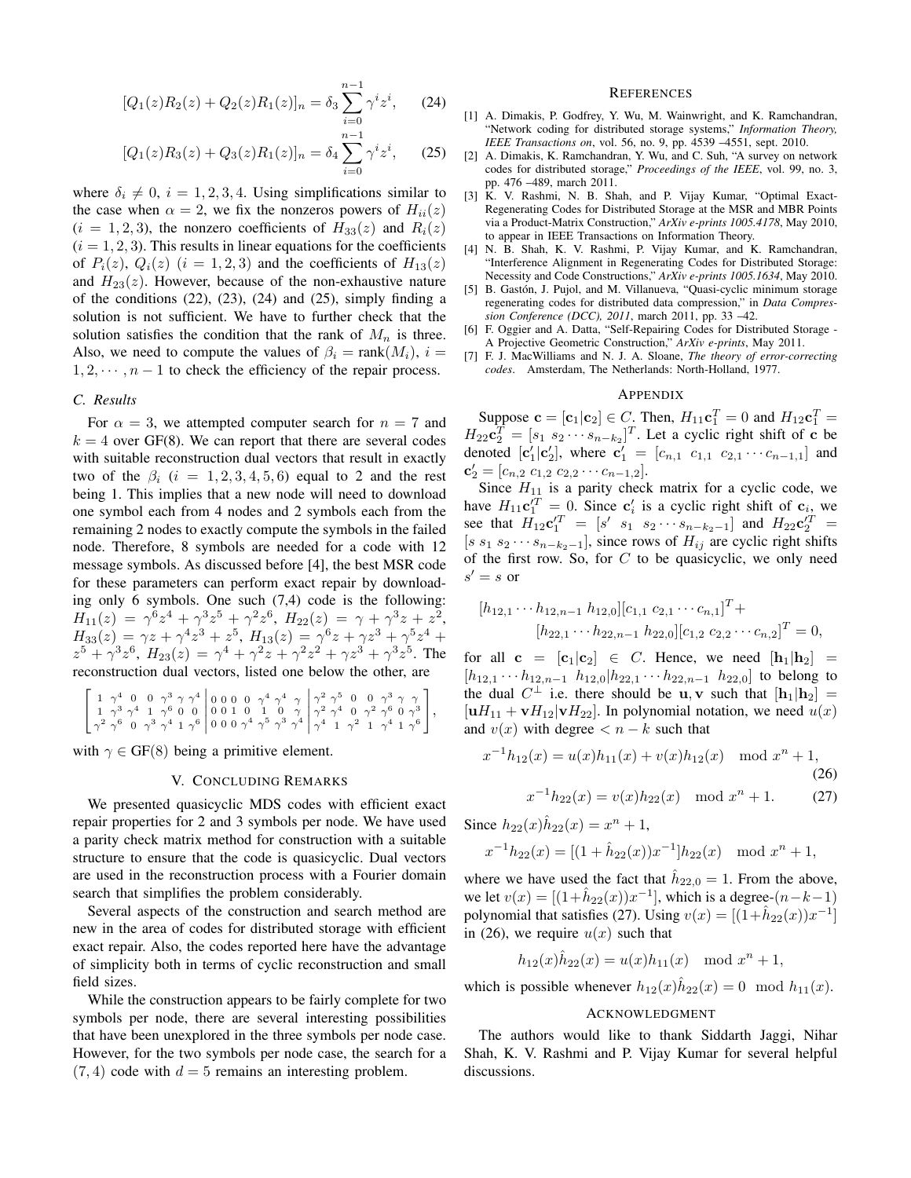$$[Q_1(z)R_2(z) + Q_2(z)R_1(z)]_n = \delta_3 \sum_{i=0}^{n-1} \gamma^i z^i, \qquad (24)$$

$$[Q_1(z)R_3(z) + Q_3(z)R_1(z)]_n = \delta_4 \sum_{i=0}^{n-1} \gamma^i z^i, \qquad (25)$$

where $\delta_i \neq 0$, $i = 1, 2, 3, 4$. Using simplifications similar to the case when $\alpha = 2$, we fix the nonzeros powers of $H_{ii}(z)$ ($i = 1, 2, 3$), the nonzero coefficients of $H_{33}(z)$ and $R_i(z)$ ($i = 1, 2, 3$). This results in linear equations for the coefficients of $P_i(z)$, $Q_i(z)$ ($i = 1, 2, 3$) and the coefficients of $H_{13}(z)$ and $H_{23}(z)$. However, because of the non-exhaustive nature of the conditions (22), (23), (24) and (25), simply finding a solution is not sufficient. We have to further check that the solution satisfies the condition that the rank of $M_n$ is three. Also, we need to compute the values of $\beta_i = \text{rank}(M_i)$, $i = 1, 2, \cdots, n-1$ to check the efficiency of the repair process.

### C. Results

For $\alpha = 3$, we attempted computer search for $n = 7$ and $k = 4$ over GF(8). We can report that there are several codes with suitable reconstruction dual vectors that result in exactly two of the $\beta_i$ ($i = 1, 2, 3, 4, 5, 6$) equal to 2 and the rest being 1. This implies that a new node will need to download one symbol each from 4 nodes and 2 symbols each from the remaining 2 nodes to exactly compute the symbols in the failed node. Therefore, 8 symbols are needed for a code with 12 message symbols. As discussed before [4], the best MSR code for these parameters can perform exact repair by downloading only 6 symbols. One such (7,4) code is the following: $H_{11}(z) = \gamma^6 z^4 + \gamma^3 z^5 + \gamma^2 z^6$, $H_{22}(z) = \gamma + \gamma^3 z + z^2$, $H_{33}(z) = \gamma z + \gamma^4 z^3 + z^5$, $H_{13}(z) = \gamma^6 z + \gamma z^3 + \gamma^5 z^4 + z^5 + \gamma^3 z^6$, $H_{23}(z) = \gamma^4 + \gamma^2 z + \gamma^2 z^2 + \gamma z^3 + \gamma^3 z^5$. The reconstruction dual vectors, listed one below the other, are

$$\left[\begin{array}{ccccccc|ccccccc|ccccccc} 1 & \gamma^4 & 0 & 0 & \gamma^3 & \gamma & \gamma^4 & 0 & 0 & 0 & 0 & \gamma^4 & \gamma^4 & \gamma & \gamma^2 & \gamma^5 & 0 & 0 & \gamma^3 & \gamma & \gamma \\ 1 & \gamma^3 & \gamma^4 & 1 & \gamma^6 & 0 & 0 & 0 & 0 & 1 & 0 & 1 & 0 & \gamma & \gamma^2 & \gamma^4 & 0 & \gamma^2 & \gamma^6 & 0 & \gamma^3 \\ \gamma^2 & \gamma^6 & 0 & \gamma^3 & \gamma^4 & 1 & \gamma^6 & 0 & 0 & 0 & \gamma^4 & \gamma^5 & \gamma^3 & \gamma^4 & \gamma^4 & 1 & \gamma^2 & 1 & \gamma^4 & 1 & \gamma^6 \end{array}\right],$$

with $\gamma \in$ GF(8) being a primitive element.

## V. Concluding Remarks

We presented quasicyclic MDS codes with efficient exact repair properties for 2 and 3 symbols per node. We have used a parity check matrix method for construction with a suitable structure to ensure that the code is quasicyclic. Dual vectors are used in the reconstruction process with a Fourier domain search that simplifies the problem considerably.

Several aspects of the construction and search method are new in the area of codes for distributed storage with efficient exact repair. Also, the codes reported here have the advantage of simplicity both in terms of cyclic reconstruction and small field sizes.

While the construction appears to be fairly complete for two symbols per node, there are several interesting possibilities that have been unexplored in the three symbols per node case. However, for the two symbols per node case, the search for a $(7, 4)$ code with $d = 5$ remains an interesting problem.

## References

[1] A. Dimakis, P. Godfrey, Y. Wu, M. Wainwright, and K. Ramchandran, "Network coding for distributed storage systems," *Information Theory, IEEE Transactions on*, vol. 56, no. 9, pp. 4539 –4551, sept. 2010.

[2] A. Dimakis, K. Ramchandran, Y. Wu, and C. Suh, "A survey on network codes for distributed storage," *Proceedings of the IEEE*, vol. 99, no. 3, pp. 476 –489, march 2011.

[3] K. V. Rashmi, N. B. Shah, and P. Vijay Kumar, "Optimal Exact-Regenerating Codes for Distributed Storage at the MSR and MBR Points via a Product-Matrix Construction," *ArXiv e-prints 1005.4178*, May 2010, to appear in IEEE Transactions on Information Theory.

[4] N. B. Shah, K. V. Rashmi, P. Vijay Kumar, and K. Ramchandran, "Interference Alignment in Regenerating Codes for Distributed Storage: Necessity and Code Constructions," *ArXiv e-prints 1005.1634*, May 2010.

[5] B. Gastón, J. Pujol, and M. Villanueva, "Quasi-cyclic minimum storage regenerating codes for distributed data compression," in *Data Compression Conference (DCC), 2011*, march 2011, pp. 33 –42.

[6] F. Oggier and A. Datta, "Self-Repairing Codes for Distributed Storage - A Projective Geometric Construction," *ArXiv e-prints*, May 2011.

[7] F. J. MacWilliams and N. J. A. Sloane, *The theory of error-correcting codes*. Amsterdam, The Netherlands: North-Holland, 1977.

## Appendix

Suppose $\mathbf{c} = [\mathbf{c}_1|\mathbf{c}_2] \in C$. Then, $H_{11}\mathbf{c}_1^T = 0$ and $H_{12}\mathbf{c}_1^T = H_{22}\mathbf{c}_2^T = [s_1\ s_2 \cdots s_{n-k_2}]^T$. Let a cyclic right shift of $\mathbf{c}$ be denoted $[\mathbf{c}_1'|\mathbf{c}_2']$, where $\mathbf{c}_1' = [c_{n,1}\ c_{1,1}\ c_{2,1} \cdots c_{n-1,1}]$ and $\mathbf{c}_2' = [c_{n,2}\ c_{1,2}\ c_{2,2} \cdots c_{n-1,2}]$.

Since $H_{11}$ is a parity check matrix for a cyclic code, we have $H_{11}\mathbf{c}_1'^T = 0$. Since $\mathbf{c}_i'$ is a cyclic right shift of $\mathbf{c}_i$, we see that $H_{12}\mathbf{c}_1'^T = [s'\ s_1\ s_2 \cdots s_{n-k_2-1}]$ and $H_{22}\mathbf{c}_2'^T = [s\ s_1\ s_2 \cdots s_{n-k_2-1}]$, since rows of $H_{ij}$ are cyclic right shifts of the first row. So, for $C$ to be quasicyclic, we only need $s' = s$ or

$$[h_{12,1} \cdots h_{12,n-1}\ h_{12,0}][c_{1,1}\ c_{2,1} \cdots c_{n,1}]^T + [h_{22,1} \cdots h_{22,n-1}\ h_{22,0}][c_{1,2}\ c_{2,2} \cdots c_{n,2}]^T = 0,$$

for all $\mathbf{c} = [\mathbf{c}_1|\mathbf{c}_2] \in C$. Hence, we need $[\mathbf{h}_1|\mathbf{h}_2] = [h_{12,1} \cdots h_{12,n-1}\ h_{12,0}|h_{22,1} \cdots h_{22,n-1}\ h_{22,0}]$ to belong to the dual $C^\perp$ i.e. there should be $\mathbf{u}, \mathbf{v}$ such that $[\mathbf{h}_1|\mathbf{h}_2] = [\mathbf{u}H_{11} + \mathbf{v}H_{12}|\mathbf{v}H_{22}]$. In polynomial notation, we need $u(x)$ and $v(x)$ with degree $< n-k$ such that

$$x^{-1}h_{12}(x) = u(x)h_{11}(x) + v(x)h_{12}(x) \mod x^n + 1, \qquad (26)$$

$$x^{-1}h_{22}(x) = v(x)h_{22}(x) \mod x^n + 1. \qquad (27)$$

Since $h_{22}(x)\hat{h}_{22}(x) = x^n + 1$,

$$x^{-1}h_{22}(x) = [(1 + \hat{h}_{22}(x))x^{-1}]h_{22}(x) \mod x^n + 1,$$

where we have used the fact that $\hat{h}_{22,0} = 1$. From the above, we let $v(x) = [(1+\hat{h}_{22}(x))x^{-1}]$, which is a degree-$(n-k-1)$ polynomial that satisfies (27). Using $v(x) = [(1+\hat{h}_{22}(x))x^{-1}]$ in (26), we require $u(x)$ such that

$$h_{12}(x)\hat{h}_{22}(x) = u(x)h_{11}(x) \mod x^n + 1,$$

which is possible whenever $h_{12}(x)\hat{h}_{22}(x) = 0 \mod h_{11}(x)$.

## Acknowledgment

The authors would like to thank Siddarth Jaggi, Nihar Shah, K. V. Rashmi and P. Vijay Kumar for several helpful discussions.